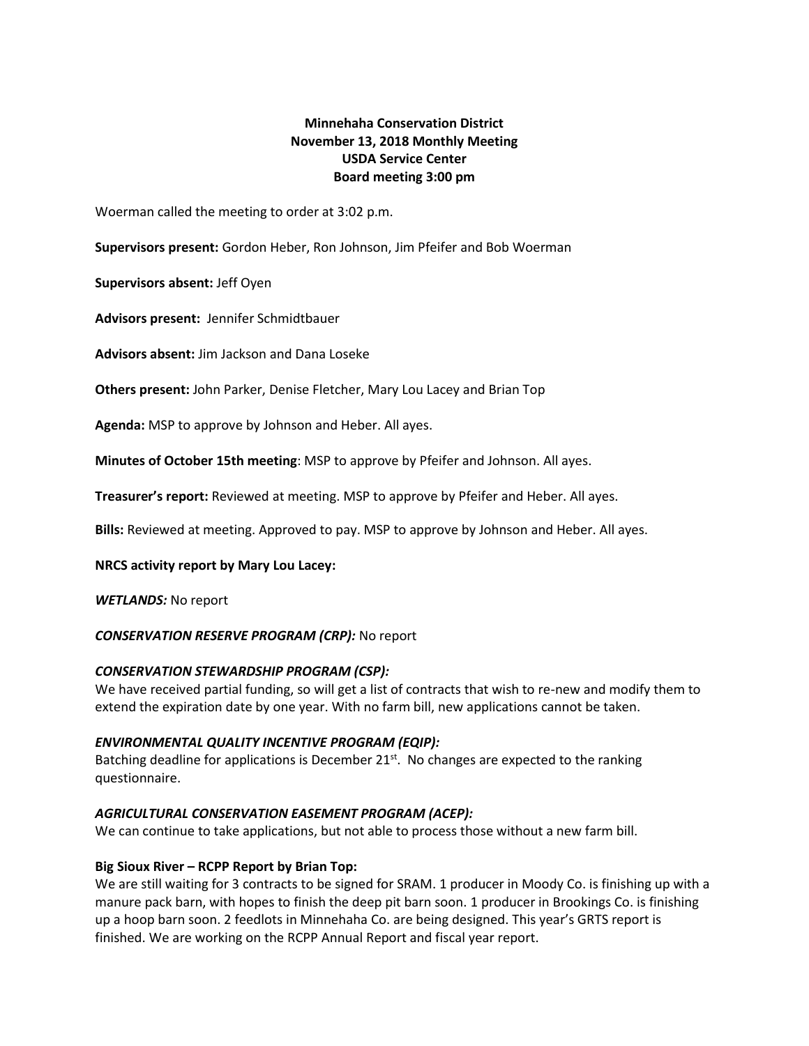**Minnehaha Conservation District**
**November 13, 2018 Monthly Meeting**
**USDA Service Center**
**Board meeting 3:00 pm**

Woerman called the meeting to order at 3:02 p.m.

**Supervisors present:** Gordon Heber, Ron Johnson, Jim Pfeifer and Bob Woerman

**Supervisors absent:** Jeff Oyen

**Advisors present:** Jennifer Schmidtbauer

**Advisors absent:** Jim Jackson and Dana Loseke

**Others present:** John Parker, Denise Fletcher, Mary Lou Lacey and Brian Top

**Agenda:** MSP to approve by Johnson and Heber. All ayes.

**Minutes of October 15th meeting**: MSP to approve by Pfeifer and Johnson. All ayes.

**Treasurer's report:** Reviewed at meeting. MSP to approve by Pfeifer and Heber. All ayes.

**Bills:** Reviewed at meeting. Approved to pay. MSP to approve by Johnson and Heber. All ayes.

**NRCS activity report by Mary Lou Lacey:**

***WETLANDS:*** No report

***CONSERVATION RESERVE PROGRAM (CRP):*** No report

***CONSERVATION STEWARDSHIP PROGRAM (CSP):***
We have received partial funding, so will get a list of contracts that wish to re-new and modify them to extend the expiration date by one year. With no farm bill, new applications cannot be taken.

***ENVIRONMENTAL QUALITY INCENTIVE PROGRAM (EQIP):***
Batching deadline for applications is December 21st. No changes are expected to the ranking questionnaire.

***AGRICULTURAL CONSERVATION EASEMENT PROGRAM (ACEP):***
We can continue to take applications, but not able to process those without a new farm bill.

**Big Sioux River – RCPP Report by Brian Top:**
We are still waiting for 3 contracts to be signed for SRAM. 1 producer in Moody Co. is finishing up with a manure pack barn, with hopes to finish the deep pit barn soon. 1 producer in Brookings Co. is finishing up a hoop barn soon. 2 feedlots in Minnehaha Co. are being designed. This year's GRTS report is finished. We are working on the RCPP Annual Report and fiscal year report.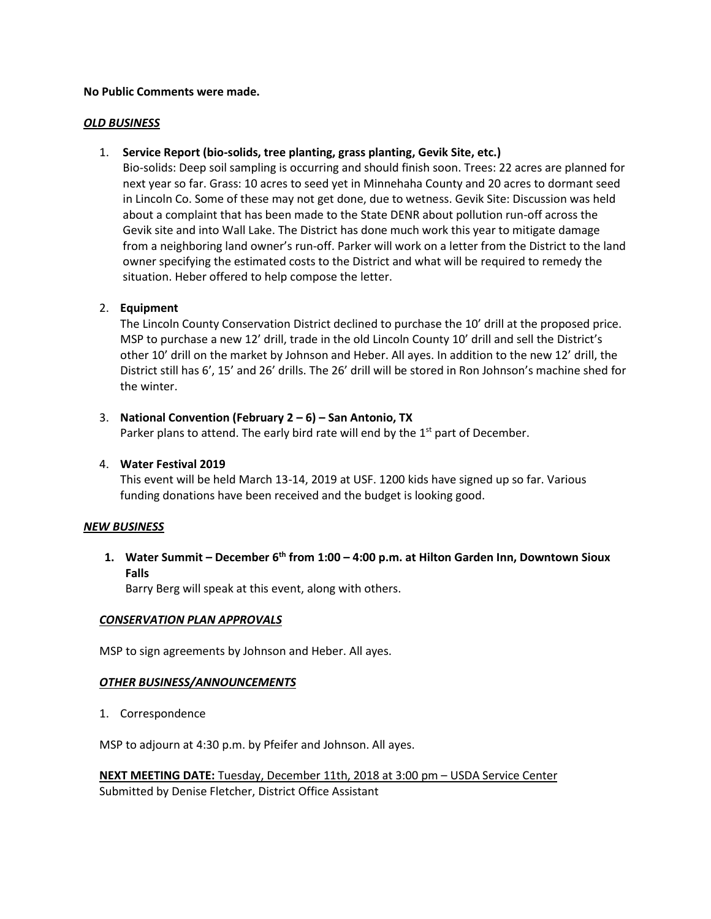**No Public Comments were made.**

***OLD BUSINESS***

1. **Service Report (bio-solids, tree planting, grass planting, Gevik Site, etc.)**
   Bio-solids: Deep soil sampling is occurring and should finish soon. Trees: 22 acres are planned for next year so far. Grass: 10 acres to seed yet in Minnehaha County and 20 acres to dormant seed in Lincoln Co. Some of these may not get done, due to wetness. Gevik Site: Discussion was held about a complaint that has been made to the State DENR about pollution run-off across the Gevik site and into Wall Lake. The District has done much work this year to mitigate damage from a neighboring land owner's run-off. Parker will work on a letter from the District to the land owner specifying the estimated costs to the District and what will be required to remedy the situation. Heber offered to help compose the letter.

2. **Equipment**
   The Lincoln County Conservation District declined to purchase the 10' drill at the proposed price. MSP to purchase a new 12' drill, trade in the old Lincoln County 10' drill and sell the District's other 10' drill on the market by Johnson and Heber. All ayes. In addition to the new 12' drill, the District still has 6', 15' and 26' drills. The 26' drill will be stored in Ron Johnson's machine shed for the winter.

3. **National Convention (February 2 – 6) – San Antonio, TX**
   Parker plans to attend. The early bird rate will end by the 1st part of December.

4. **Water Festival 2019**
   This event will be held March 13-14, 2019 at USF. 1200 kids have signed up so far. Various funding donations have been received and the budget is looking good.

***NEW BUSINESS***

1. **Water Summit – December 6th from 1:00 – 4:00 p.m. at Hilton Garden Inn, Downtown Sioux Falls**
   Barry Berg will speak at this event, along with others.

***CONSERVATION PLAN APPROVALS***

MSP to sign agreements by Johnson and Heber. All ayes.

***OTHER BUSINESS/ANNOUNCEMENTS***

1. Correspondence

MSP to adjourn at 4:30 p.m. by Pfeifer and Johnson. All ayes.

**NEXT MEETING DATE:** Tuesday, December 11th, 2018 at 3:00 pm – USDA Service Center
Submitted by Denise Fletcher, District Office Assistant